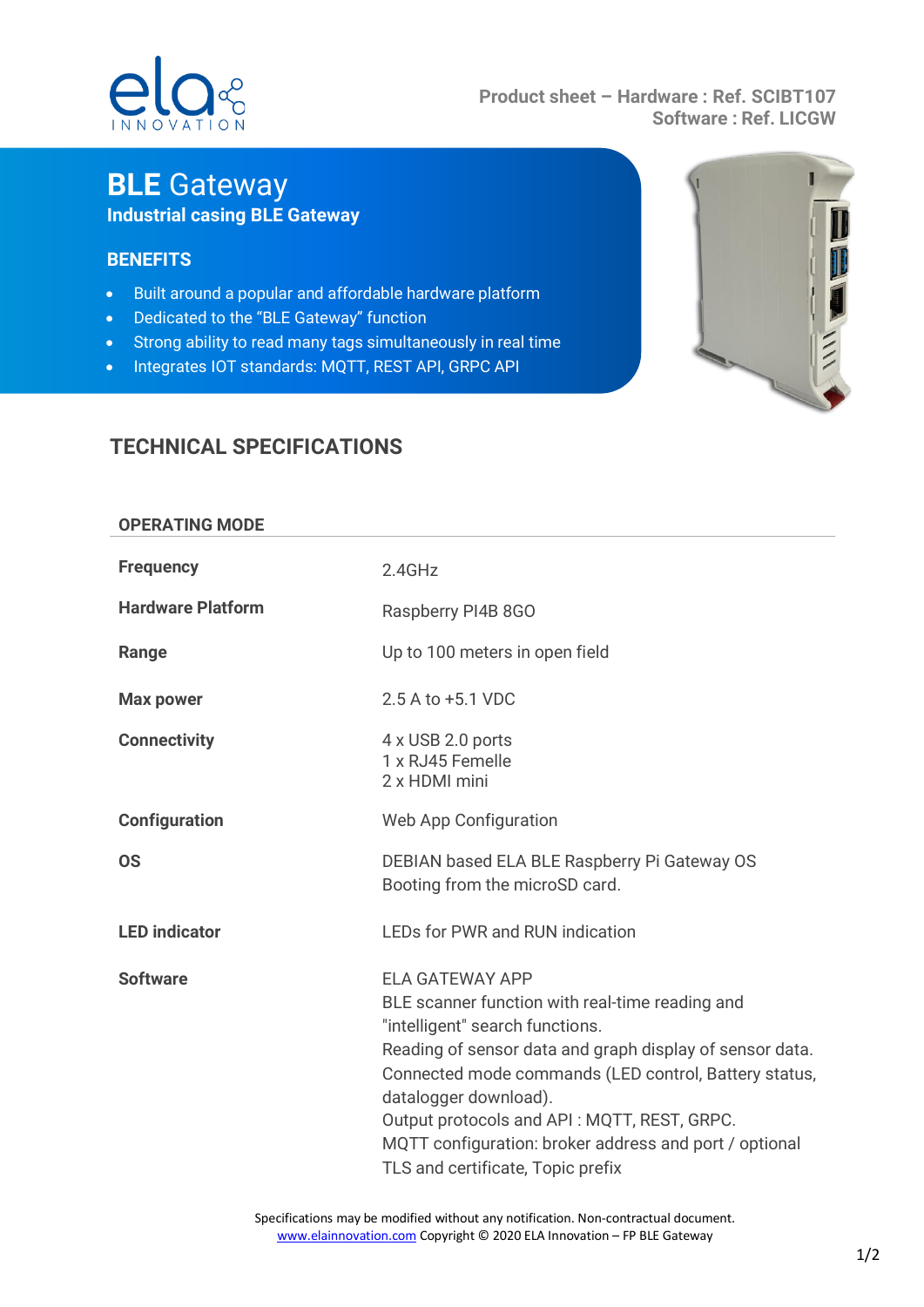Product sheet – Hardware : Ref. SCIBT107
Software : Ref. LICGW

# BLE Gateway

**Industrial casing BLE Gateway**

## BENEFITS

- Built around a popular and affordable hardware platform
- Dedicated to the "BLE Gateway" function
- Strong ability to read many tags simultaneously in real time
- Integrates IOT standards: MQTT, REST API, GRPC API

## TECHNICAL SPECIFICATIONS

### OPERATING MODE

| | |
|---|---|
| **Frequency** | 2.4GHz |
| **Hardware Platform** | Raspberry PI4B 8GO |
| **Range** | Up to 100 meters in open field |
| **Max power** | 2.5 A to +5.1 VDC |
| **Connectivity** | 4 x USB 2.0 ports<br>1 x RJ45 Femelle<br>2 x HDMI mini |
| **Configuration** | Web App Configuration |
| **OS** | DEBIAN based ELA BLE Raspberry Pi Gateway OS<br>Booting from the microSD card. |
| **LED indicator** | LEDs for PWR and RUN indication |
| **Software** | ELA GATEWAY APP<br>BLE scanner function with real-time reading and "intelligent" search functions.<br>Reading of sensor data and graph display of sensor data.<br>Connected mode commands (LED control, Battery status, datalogger download).<br>Output protocols and API : MQTT, REST, GRPC.<br>MQTT configuration: broker address and port / optional TLS and certificate, Topic prefix |

Specifications may be modified without any notification. Non-contractual document.
www.elainnovation.com Copyright © 2020 ELA Innovation – FP BLE Gateway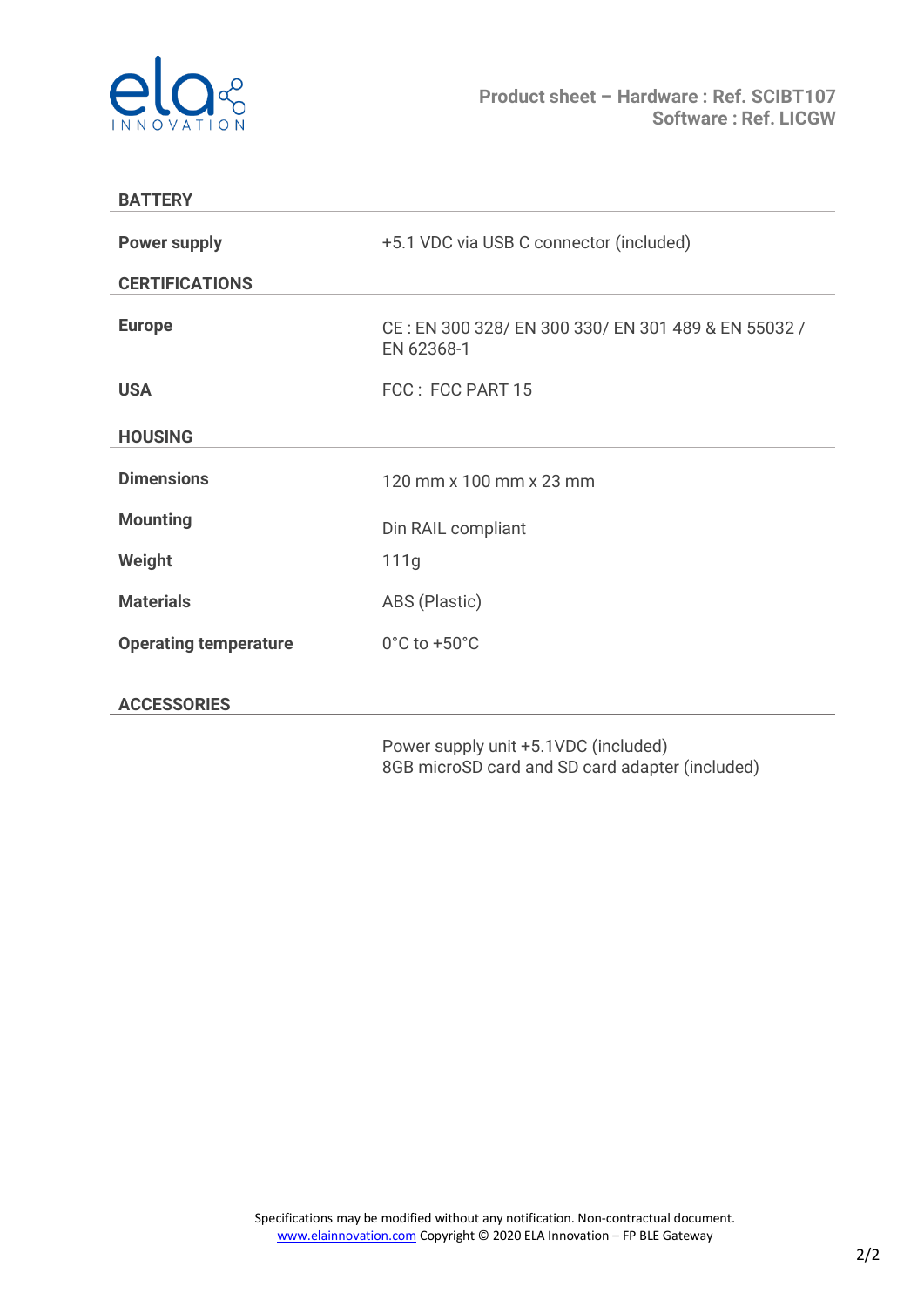## BATTERY

| | |
|---|---|
| **Power supply** | +5.1 VDC via USB C connector (included) |

## CERTIFICATIONS

| | |
|---|---|
| **Europe** | CE : EN 300 328/ EN 300 330/ EN 301 489 & EN 55032 / EN 62368-1 |
| **USA** | FCC : FCC PART 15 |

## HOUSING

| | |
|---|---|
| **Dimensions** | 120 mm x 100 mm x 23 mm |
| **Mounting** | Din RAIL compliant |
| **Weight** | 111g |
| **Materials** | ABS (Plastic) |
| **Operating temperature** | 0°C to +50°C |

## ACCESSORIES

Power supply unit +5.1VDC (included)
8GB microSD card and SD card adapter (included)

Specifications may be modified without any notification. Non-contractual document.
www.elainnovation.com Copyright © 2020 ELA Innovation – FP BLE Gateway